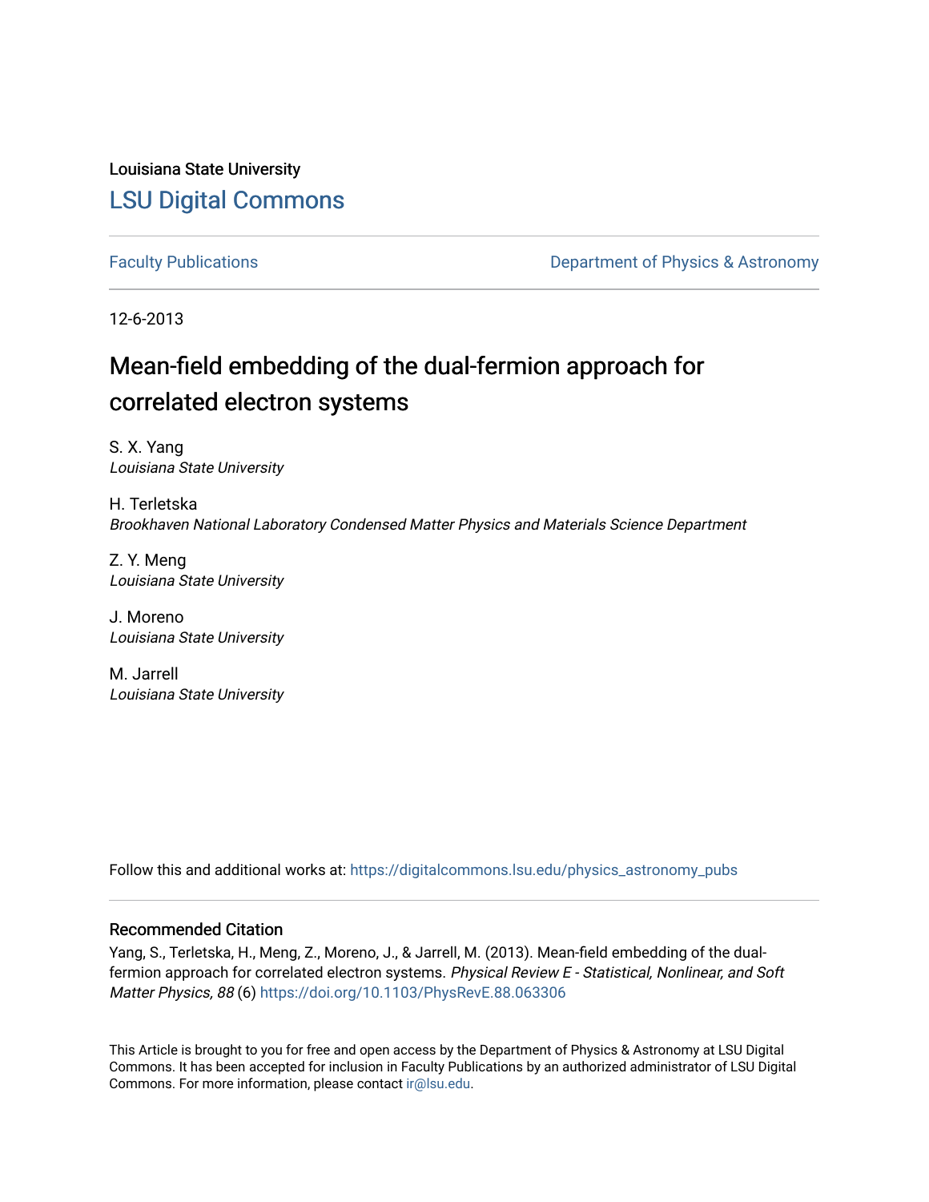Louisiana State University

## LSU Digital Commons

Faculty Publications

Department of Physics & Astronomy

12-6-2013

# Mean-field embedding of the dual-fermion approach for correlated electron systems

S. X. Yang
*Louisiana State University*

H. Terletska
*Brookhaven National Laboratory Condensed Matter Physics and Materials Science Department*

Z. Y. Meng
*Louisiana State University*

J. Moreno
*Louisiana State University*

M. Jarrell
*Louisiana State University*

Follow this and additional works at: https://digitalcommons.lsu.edu/physics_astronomy_pubs

### Recommended Citation

Yang, S., Terletska, H., Meng, Z., Moreno, J., & Jarrell, M. (2013). Mean-field embedding of the dual-fermion approach for correlated electron systems. *Physical Review E - Statistical, Nonlinear, and Soft Matter Physics, 88* (6) https://doi.org/10.1103/PhysRevE.88.063306

This Article is brought to you for free and open access by the Department of Physics & Astronomy at LSU Digital Commons. It has been accepted for inclusion in Faculty Publications by an authorized administrator of LSU Digital Commons. For more information, please contact ir@lsu.edu.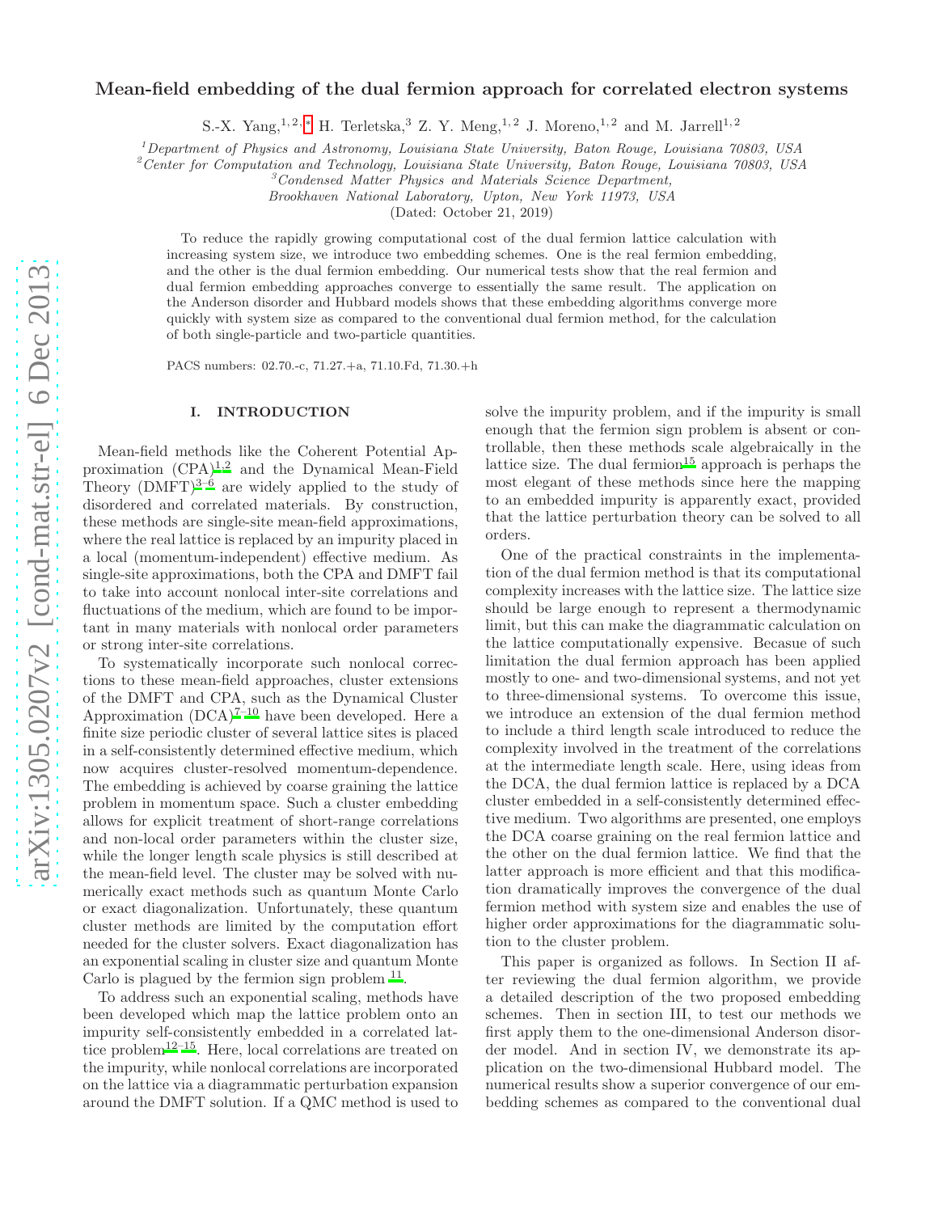# Mean-field embedding of the dual fermion approach for correlated electron systems

S.-X. Yang,[1,2,*] H. Terletska,[3] Z. Y. Meng,[1,2] J. Moreno,[1,2] and M. Jarrell[1,2]

[1]Department of Physics and Astronomy, Louisiana State University, Baton Rouge, Louisiana 70803, USA
[2]Center for Computation and Technology, Louisiana State University, Baton Rouge, Louisiana 70803, USA
[3]Condensed Matter Physics and Materials Science Department, Brookhaven National Laboratory, Upton, New York 11973, USA

(Dated: October 21, 2019)

To reduce the rapidly growing computational cost of the dual fermion lattice calculation with increasing system size, we introduce two embedding schemes. One is the real fermion embedding, and the other is the dual fermion embedding. Our numerical tests show that the real fermion and dual fermion embedding approaches converge to essentially the same result. The application on the Anderson disorder and Hubbard models shows that these embedding algorithms converge more quickly with system size as compared to the conventional dual fermion method, for the calculation of both single-particle and two-particle quantities.

PACS numbers: 02.70.-c, 71.27.+a, 71.10.Fd, 71.30.+h

## I. INTRODUCTION

Mean-field methods like the Coherent Potential Approximation (CPA)[1,2] and the Dynamical Mean-Field Theory (DMFT)[3–6] are widely applied to the study of disordered and correlated materials. By construction, these methods are single-site mean-field approximations, where the real lattice is replaced by an impurity placed in a local (momentum-independent) effective medium. As single-site approximations, both the CPA and DMFT fail to take into account nonlocal inter-site correlations and fluctuations of the medium, which are found to be important in many materials with nonlocal order parameters or strong inter-site correlations.

To systematically incorporate such nonlocal corrections to these mean-field approaches, cluster extensions of the DMFT and CPA, such as the Dynamical Cluster Approximation (DCA)[7–10] have been developed. Here a finite size periodic cluster of several lattice sites is placed in a self-consistently determined effective medium, which now acquires cluster-resolved momentum-dependence. The embedding is achieved by coarse graining the lattice problem in momentum space. Such a cluster embedding allows for explicit treatment of short-range correlations and non-local order parameters within the cluster size, while the longer length scale physics is still described at the mean-field level. The cluster may be solved with numerically exact methods such as quantum Monte Carlo or exact diagonalization. Unfortunately, these quantum cluster methods are limited by the computation effort needed for the cluster solvers. Exact diagonalization has an exponential scaling in cluster size and quantum Monte Carlo is plagued by the fermion sign problem [11].

To address such an exponential scaling, methods have been developed which map the lattice problem onto an impurity self-consistently embedded in a correlated lattice problem[12–15]. Here, local correlations are treated on the impurity, while nonlocal correlations are incorporated on the lattice via a diagrammatic perturbation expansion around the DMFT solution. If a QMC method is used to solve the impurity problem, and if the impurity is small enough that the fermion sign problem is absent or controllable, then these methods scale algebraically in the lattice size. The dual fermion[15] approach is perhaps the most elegant of these methods since here the mapping to an embedded impurity is apparently exact, provided that the lattice perturbation theory can be solved to all orders.

One of the practical constraints in the implementation of the dual fermion method is that its computational complexity increases with the lattice size. The lattice size should be large enough to represent a thermodynamic limit, but this can make the diagrammatic calculation on the lattice computationally expensive. Becasue of such limitation the dual fermion approach has been applied mostly to one- and two-dimensional systems, and not yet to three-dimensional systems. To overcome this issue, we introduce an extension of the dual fermion method to include a third length scale introduced to reduce the complexity involved in the treatment of the correlations at the intermediate length scale. Here, using ideas from the DCA, the dual fermion lattice is replaced by a DCA cluster embedded in a self-consistently determined effective medium. Two algorithms are presented, one employs the DCA coarse graining on the real fermion lattice and the other on the dual fermion lattice. We find that the latter approach is more efficient and that this modification dramatically improves the convergence of the dual fermion method with system size and enables the use of higher order approximations for the diagrammatic solution to the cluster problem.

This paper is organized as follows. In Section II after reviewing the dual fermion algorithm, we provide a detailed description of the two proposed embedding schemes. Then in section III, to test our methods we first apply them to the one-dimensional Anderson disorder model. And in section IV, we demonstrate its application on the two-dimensional Hubbard model. The numerical results show a superior convergence of our embedding schemes as compared to the conventional dual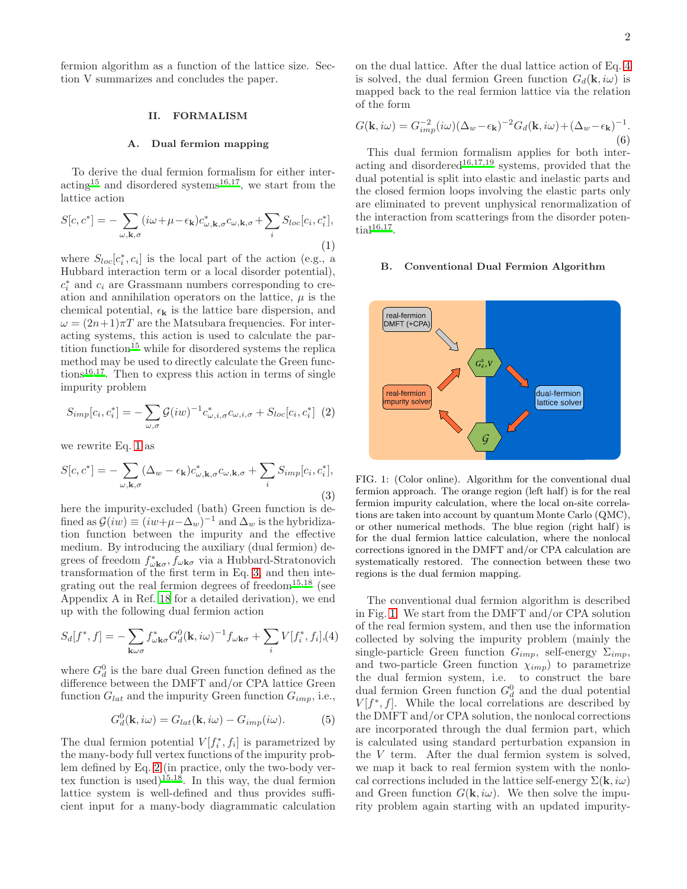fermion algorithm as a function of the lattice size. Section V summarizes and concludes the paper.

## II. FORMALISM

### A. Dual fermion mapping

To derive the dual fermion formalism for either interacting[15] and disordered systems[16,17], we start from the lattice action

$$S[c,c^*] = -\sum_{\omega,\mathbf{k},\sigma}(i\omega+\mu-\epsilon_{\mathbf{k}})c^*_{\omega,\mathbf{k},\sigma}c_{\omega,\mathbf{k},\sigma} + \sum_i S_{loc}[c_i,c_i^*], \tag{1}$$

where $S_{loc}[c_i^*,c_i]$ is the local part of the action (e.g., a Hubbard interaction term or a local disorder potential), $c_i^*$ and $c_i$ are Grassmann numbers corresponding to creation and annihilation operators on the lattice, $\mu$ is the chemical potential, $\epsilon_{\mathbf{k}}$ is the lattice bare dispersion, and $\omega = (2n+1)\pi T$ are the Matsubara frequencies. For interacting systems, this action is used to calculate the partition function[15] while for disordered systems the replica method may be used to directly calculate the Green functions[16,17]. Then to express this action in terms of single impurity problem

$$S_{imp}[c_i,c_i^*] = -\sum_{\omega,\sigma}\mathcal{G}(iw)^{-1}c^*_{\omega,i,\sigma}c_{\omega,i,\sigma} + S_{loc}[c_i,c_i^*] \tag{2}$$

we rewrite Eq. 1 as

$$S[c,c^*] = -\sum_{\omega,\mathbf{k},\sigma}(\Delta_w-\epsilon_{\mathbf{k}})c^*_{\omega,\mathbf{k},\sigma}c_{\omega,\mathbf{k},\sigma} + \sum_i S_{imp}[c_i,c_i^*], \tag{3}$$

here the impurity-excluded (bath) Green function is defined as $\mathcal{G}(iw) \equiv (iw+\mu-\Delta_w)^{-1}$ and $\Delta_w$ is the hybridization function between the impurity and the effective medium. By introducing the auxiliary (dual fermion) degrees of freedom $f^*_{\omega\mathbf{k}\sigma}, f_{\omega\mathbf{k}\sigma}$ via a Hubbard-Stratonovich transformation of the first term in Eq. 3, and then integrating out the real fermion degrees of freedom[15,18] (see Appendix A in Ref. 18 for a detailed derivation), we end up with the following dual fermion action

$$S_d[f^*,f] = -\sum_{\mathbf{k}\omega\sigma}f^*_{\omega\mathbf{k}\sigma}G_d^0(\mathbf{k},i\omega)^{-1}f_{\omega\mathbf{k}\sigma} + \sum_i V[f_i^*,f_i], \tag{4}$$

where $G_d^0$ is the bare dual Green function defined as the difference between the DMFT and/or CPA lattice Green function $G_{lat}$ and the impurity Green function $G_{imp}$, i.e.,

$$G_d^0(\mathbf{k},i\omega) = G_{lat}(\mathbf{k},i\omega) - G_{imp}(i\omega). \tag{5}$$

The dual fermion potential $V[f_i^*,f_i]$ is parametrized by the many-body full vertex functions of the impurity problem defined by Eq. 2 (in practice, only the two-body vertex function is used)[15,18]. In this way, the dual fermion lattice system is well-defined and thus provides sufficient input for a many-body diagrammatic calculation on the dual lattice. After the dual lattice action of Eq. 4 is solved, the dual fermion Green function $G_d(\mathbf{k},i\omega)$ is mapped back to the real fermion lattice via the relation of the form

$$G(\mathbf{k},i\omega) = G_{imp}^{-2}(i\omega)(\Delta_w-\epsilon_{\mathbf{k}})^{-2}G_d(\mathbf{k},i\omega) + (\Delta_w-\epsilon_{\mathbf{k}})^{-1}. \tag{6}$$

This dual fermion formalism applies for both interacting and disordered[16,17,19] systems, provided that the dual potential is split into elastic and inelastic parts and the closed fermion loops involving the elastic parts only are eliminated to prevent unphysical renormalization of the interaction from scatterings from the disorder potential[16,17].

### B. Conventional Dual Fermion Algorithm

FIG. 1: (Color online). Algorithm for the conventional dual fermion approach. The orange region (left half) is for the real fermion impurity calculation, where the local on-site correlations are taken into account by quantum Monte Carlo (QMC), or other numerical methods. The blue region (right half) is for the dual fermion lattice calculation, where the nonlocal corrections ignored in the DMFT and/or CPA calculation are systematically restored. The connection between these two regions is the dual fermion mapping.

The conventional dual fermion algorithm is described in Fig. 1. We start from the DMFT and/or CPA solution of the real fermion system, and then use the information collected by solving the impurity problem (mainly the single-particle Green function $G_{imp}$, self-energy $\Sigma_{imp}$, and two-particle Green function $\chi_{imp}$) to parametrize the dual fermion system, i.e. to construct the bare dual fermion Green function $G_d^0$ and the dual potential $V[f^*,f]$. While the local correlations are described by the DMFT and/or CPA solution, the nonlocal correlations are incorporated through the dual fermion part, which is calculated using standard perturbation expansion in the $V$ term. After the dual fermion system is solved, we map it back to real fermion system with the nonlocal corrections included in the lattice self-energy $\Sigma(\mathbf{k},i\omega)$ and Green function $G(\mathbf{k},i\omega)$. We then solve the impurity problem again starting with an updated impurity-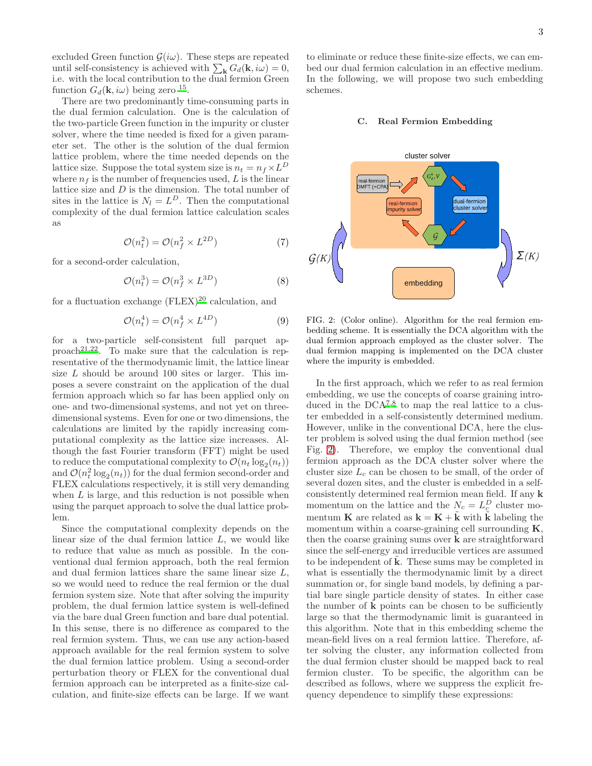excluded Green function $\mathcal{G}(i\omega)$. These steps are repeated until self-consistency is achieved with $\sum_{\mathbf{k}} G_d(\mathbf{k}, i\omega) = 0$, i.e. with the local contribution to the dual fermion Green function $G_d(\mathbf{k}, i\omega)$ being zero [15].

There are two predominantly time-consuming parts in the dual fermion calculation. One is the calculation of the two-particle Green function in the impurity or cluster solver, where the time needed is fixed for a given parameter set. The other is the solution of the dual fermion lattice problem, where the time needed depends on the lattice size. Suppose the total system size is $n_t = n_f \times L^D$ where $n_f$ is the number of frequencies used, $L$ is the linear lattice size and $D$ is the dimension. The total number of sites in the lattice is $N_l = L^D$. Then the computational complexity of the dual fermion lattice calculation scales as

$$\mathcal{O}(n_t^2) = \mathcal{O}(n_f^2 \times L^{2D}) \tag{7}$$

for a second-order calculation,

$$\mathcal{O}(n_t^3) = \mathcal{O}(n_f^3 \times L^{3D}) \tag{8}$$

for a fluctuation exchange (FLEX)[20] calculation, and

$$\mathcal{O}(n_t^4) = \mathcal{O}(n_f^4 \times L^{4D}) \tag{9}$$

for a two-particle self-consistent full parquet approach[21,22]. To make sure that the calculation is representative of the thermodynamic limit, the lattice linear size $L$ should be around 100 sites or larger. This imposes a severe constraint on the application of the dual fermion approach which so far has been applied only on one- and two-dimensional systems, and not yet on three-dimensional systems. Even for one or two dimensions, the calculations are limited by the rapidly increasing computational complexity as the lattice size increases. Although the fast Fourier transform (FFT) might be used to reduce the computational complexity to $\mathcal{O}(n_t \log_2(n_t))$ and $\mathcal{O}(n_t^2 \log_2(n_t))$ for the dual fermion second-order and FLEX calculations respectively, it is still very demanding when $L$ is large, and this reduction is not possible when using the parquet approach to solve the dual lattice problem.

Since the computational complexity depends on the linear size of the dual fermion lattice $L$, we would like to reduce that value as much as possible. In the conventional dual fermion approach, both the real fermion and dual fermion lattices share the same linear size $L$, so we would need to reduce the real fermion or the dual fermion system size. Note that after solving the impurity problem, the dual fermion lattice system is well-defined via the bare dual Green function and bare dual potential. In this sense, there is no difference as compared to the real fermion system. Thus, we can use any action-based approach available for the real fermion system to solve the dual fermion lattice problem. Using a second-order perturbation theory or FLEX for the conventional dual fermion approach can be interpreted as a finite-size calculation, and finite-size effects can be large. If we want to eliminate or reduce these finite-size effects, we can embed our dual fermion calculation in an effective medium. In the following, we will propose two such embedding schemes.

### C. Real Fermion Embedding

cluster solver
real-fermion DMFT (+CPA)
$G_d^0, V$
real-fermion impurity solver
dual-fermion cluster solver
$\mathcal{G}$
$\mathcal{G}(K)$
$\Sigma(K)$
embedding

FIG. 2: (Color online). Algorithm for the real fermion embedding scheme. It is essentially the DCA algorithm with the dual fermion approach employed as the cluster solver. The dual fermion mapping is implemented on the DCA cluster where the impurity is embedded.

In the first approach, which we refer to as real fermion embedding, we use the concepts of coarse graining introduced in the DCA[7,8] to map the real lattice to a cluster embedded in a self-consistently determined medium. However, unlike in the conventional DCA, here the cluster problem is solved using the dual fermion method (see Fig. 2). Therefore, we employ the conventional dual fermion approach as the DCA cluster solver where the cluster size $L_c$ can be chosen to be small, of the order of several dozen sites, and the cluster is embedded in a self-consistently determined real fermion mean field. If any $\mathbf{k}$ momentum on the lattice and the $N_c = L_c^D$ cluster momentum $\mathbf{K}$ are related as $\mathbf{k} = \mathbf{K} + \tilde{\mathbf{k}}$ with $\tilde{\mathbf{k}}$ labeling the momentum within a coarse-graining cell surrounding $\mathbf{K}$, then the coarse graining sums over $\tilde{\mathbf{k}}$ are straightforward since the self-energy and irreducible vertices are assumed to be independent of $\tilde{\mathbf{k}}$. These sums may be completed in what is essentially the thermodynamic limit by a direct summation or, for single band models, by defining a partial bare single particle density of states. In either case the number of $\tilde{\mathbf{k}}$ points can be chosen to be sufficiently large so that the thermodynamic limit is guaranteed in this algorithm. Note that in this embedding scheme the mean-field lives on a real fermion lattice. Therefore, after solving the cluster, any information collected from the dual fermion cluster should be mapped back to real fermion cluster. To be specific, the algorithm can be described as follows, where we suppress the explicit frequency dependence to simplify these expressions: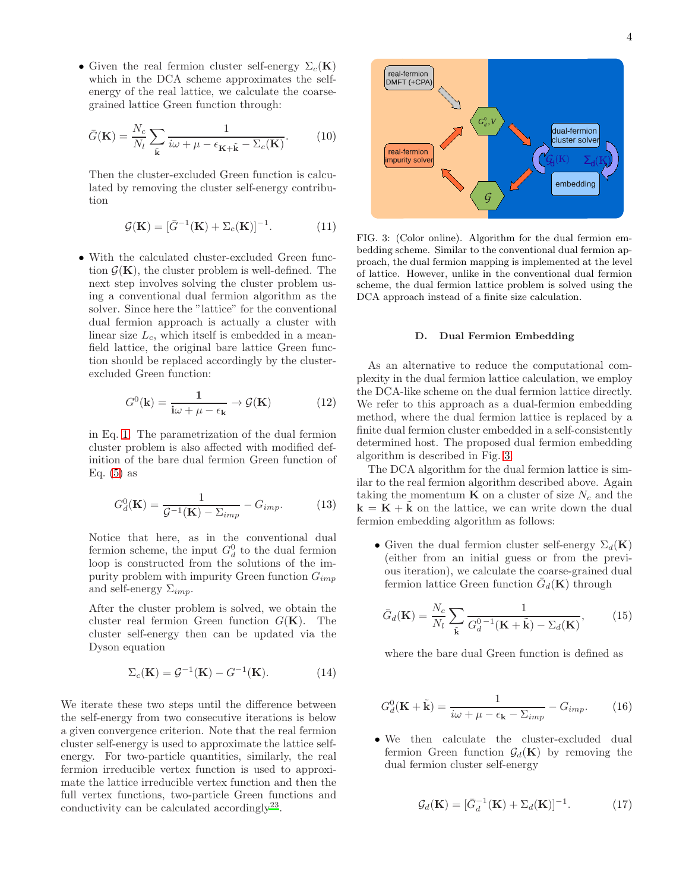- Given the real fermion cluster self-energy $\Sigma_c(\mathbf{K})$ which in the DCA scheme approximates the self-energy of the real lattice, we calculate the coarse-grained lattice Green function through:

$$\bar{G}(\mathbf{K}) = \frac{N_c}{N_l} \sum_{\tilde{\mathbf{k}}} \frac{1}{i\omega + \mu - \epsilon_{\mathbf{K}+\tilde{\mathbf{k}}} - \Sigma_c(\mathbf{K})}. \tag{10}$$

Then the cluster-excluded Green function is calculated by removing the cluster self-energy contribution

$$\mathcal{G}(\mathbf{K}) = [\bar{G}^{-1}(\mathbf{K}) + \Sigma_c(\mathbf{K})]^{-1}. \tag{11}$$

- With the calculated cluster-excluded Green function $\mathcal{G}(\mathbf{K})$, the cluster problem is well-defined. The next step involves solving the cluster problem using a conventional dual fermion algorithm as the solver. Since here the "lattice" for the conventional dual fermion approach is actually a cluster with linear size $L_c$, which itself is embedded in a mean-field lattice, the original bare lattice Green function should be replaced accordingly by the cluster-excluded Green function:

$$G^0(\mathbf{k}) = \frac{\mathbf{1}}{\mathbf{i}\omega + \mu - \epsilon_{\mathbf{k}}} \rightarrow \mathcal{G}(\mathbf{K}) \tag{12}$$

in Eq. 1. The parametrization of the dual fermion cluster problem is also affected with modified definition of the bare dual fermion Green function of Eq. (5) as

$$G_d^0(\mathbf{K}) = \frac{1}{\mathcal{G}^{-1}(\mathbf{K}) - \Sigma_{imp}} - G_{imp}. \tag{13}$$

Notice that here, as in the conventional dual fermion scheme, the input $G_d^0$ to the dual fermion loop is constructed from the solutions of the impurity problem with impurity Green function $G_{imp}$ and self-energy $\Sigma_{imp}$.

After the cluster problem is solved, we obtain the cluster real fermion Green function $G(\mathbf{K})$. The cluster self-energy then can be updated via the Dyson equation

$$\Sigma_c(\mathbf{K}) = \mathcal{G}^{-1}(\mathbf{K}) - G^{-1}(\mathbf{K}). \tag{14}$$

We iterate these two steps until the difference between the self-energy from two consecutive iterations is below a given convergence criterion. Note that the real fermion cluster self-energy is used to approximate the lattice self-energy. For two-particle quantities, similarly, the real fermion irreducible vertex function is used to approximate the lattice irreducible vertex function and then the full vertex functions, two-particle Green functions and conductivity can be calculated accordingly[23].

FIG. 3: (Color online). Algorithm for the dual fermion embedding scheme. Similar to the conventional dual fermion approach, the dual fermion mapping is implemented at the level of lattice. However, unlike in the conventional dual fermion scheme, the dual fermion lattice problem is solved using the DCA approach instead of a finite size calculation.

### D. Dual Fermion Embedding

As an alternative to reduce the computational complexity in the dual fermion lattice calculation, we employ the DCA-like scheme on the dual fermion lattice directly. We refer to this approach as a dual-fermion embedding method, where the dual fermion lattice is replaced by a finite dual fermion cluster embedded in a self-consistently determined host. The proposed dual fermion embedding algorithm is described in Fig. 3.

The DCA algorithm for the dual fermion lattice is similar to the real fermion algorithm described above. Again taking the momentum $\mathbf{K}$ on a cluster of size $N_c$ and the $\mathbf{k} = \mathbf{K} + \tilde{\mathbf{k}}$ on the lattice, we can write down the dual fermion embedding algorithm as follows:

- Given the dual fermion cluster self-energy $\Sigma_d(\mathbf{K})$ (either from an initial guess or from the previous iteration), we calculate the coarse-grained dual fermion lattice Green function $\bar{G}_d(\mathbf{K})$ through

$$\bar{G}_d(\mathbf{K}) = \frac{N_c}{N_l} \sum_{\tilde{\mathbf{k}}} \frac{1}{{G_d^0}^{-1}(\mathbf{K} + \tilde{\mathbf{k}}) - \Sigma_d(\mathbf{K})}, \tag{15}$$

where the bare dual Green function is defined as

$$G_d^0(\mathbf{K} + \tilde{\mathbf{k}}) = \frac{1}{i\omega + \mu - \epsilon_{\mathbf{k}} - \Sigma_{imp}} - G_{imp}. \tag{16}$$

- We then calculate the cluster-excluded dual fermion Green function $\mathcal{G}_d(\mathbf{K})$ by removing the dual fermion cluster self-energy

$$\mathcal{G}_d(\mathbf{K}) = [\bar{G}_d^{-1}(\mathbf{K}) + \Sigma_d(\mathbf{K})]^{-1}. \tag{17}$$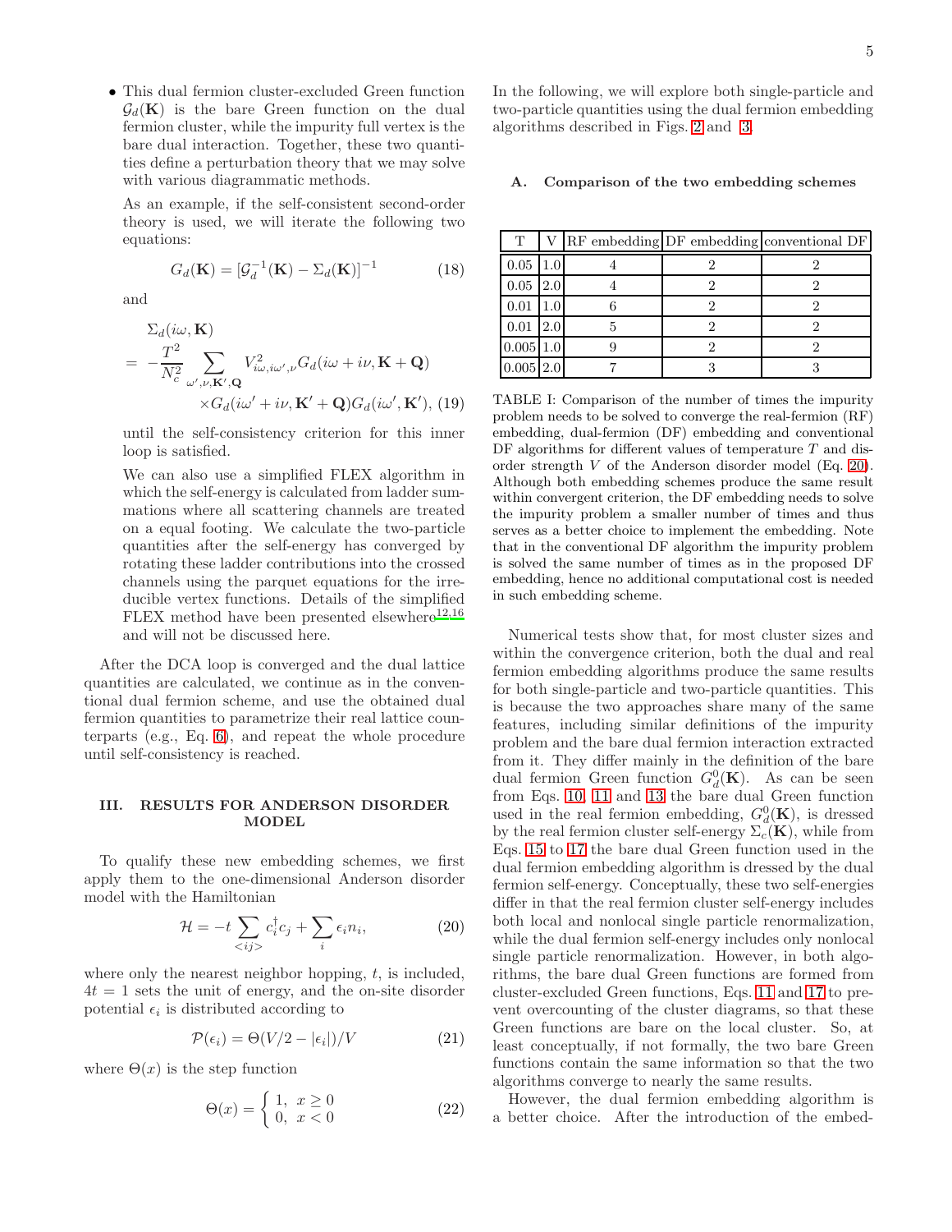- This dual fermion cluster-excluded Green function $\mathcal{G}_d(\mathbf{K})$ is the bare Green function on the dual fermion cluster, while the impurity full vertex is the bare dual interaction. Together, these two quantities define a perturbation theory that we may solve with various diagrammatic methods.

  As an example, if the self-consistent second-order theory is used, we will iterate the following two equations:

$$G_d(\mathbf{K}) = [\mathcal{G}_d^{-1}(\mathbf{K}) - \Sigma_d(\mathbf{K})]^{-1} \tag{18}$$

  and

$$\begin{aligned}
&\Sigma_d(i\omega, \mathbf{K}) \\
&= -\frac{T^2}{N_c^2} \sum_{\omega', \nu, \mathbf{K}', \mathbf{Q}} V^2_{i\omega, i\omega', \nu} G_d(i\omega + i\nu, \mathbf{K} + \mathbf{Q}) \\
&\qquad \times G_d(i\omega' + i\nu, \mathbf{K}' + \mathbf{Q}) G_d(i\omega', \mathbf{K}'), \quad (19)
\end{aligned}$$

  until the self-consistency criterion for this inner loop is satisfied.

  We can also use a simplified FLEX algorithm in which the self-energy is calculated from ladder summations where all scattering channels are treated on a equal footing. We calculate the two-particle quantities after the self-energy has converged by rotating these ladder contributions into the crossed channels using the parquet equations for the irreducible vertex functions. Details of the simplified FLEX method have been presented elsewhere[12,16] and will not be discussed here.

After the DCA loop is converged and the dual lattice quantities are calculated, we continue as in the conventional dual fermion scheme, and use the obtained dual fermion quantities to parametrize their real lattice counterparts (e.g., Eq. 6), and repeat the whole procedure until self-consistency is reached.

## III. RESULTS FOR ANDERSON DISORDER MODEL

To qualify these new embedding schemes, we first apply them to the one-dimensional Anderson disorder model with the Hamiltonian

$$\mathcal{H} = -t \sum_{<ij>} c_i^\dagger c_j + \sum_i \epsilon_i n_i, \tag{20}$$

where only the nearest neighbor hopping, $t$, is included, $4t = 1$ sets the unit of energy, and the on-site disorder potential $\epsilon_i$ is distributed according to

$$\mathcal{P}(\epsilon_i) = \Theta(V/2 - |\epsilon_i|)/V \tag{21}$$

where $\Theta(x)$ is the step function

$$\Theta(x) = \begin{cases} 1, & x \geq 0 \\ 0, & x < 0 \end{cases} \tag{22}$$

In the following, we will explore both single-particle and two-particle quantities using the dual fermion embedding algorithms described in Figs. 2 and 3.

### A. Comparison of the two embedding schemes

| T | V | RF embedding | DF embedding | conventional DF |
|---|---|---|---|---|
| 0.05 | 1.0 | 4 | 2 | 2 |
| 0.05 | 2.0 | 4 | 2 | 2 |
| 0.01 | 1.0 | 6 | 2 | 2 |
| 0.01 | 2.0 | 5 | 2 | 2 |
| 0.005 | 1.0 | 9 | 2 | 2 |
| 0.005 | 2.0 | 7 | 3 | 3 |

TABLE I: Comparison of the number of times the impurity problem needs to be solved to converge the real-fermion (RF) embedding, dual-fermion (DF) embedding and conventional DF algorithms for different values of temperature $T$ and disorder strength $V$ of the Anderson disorder model (Eq. 20). Although both embedding schemes produce the same result within convergent criterion, the DF embedding needs to solve the impurity problem a smaller number of times and thus serves as a better choice to implement the embedding. Note that in the conventional DF algorithm the impurity problem is solved the same number of times as in the proposed DF embedding, hence no additional computational cost is needed in such embedding scheme.

Numerical tests show that, for most cluster sizes and within the convergence criterion, both the dual and real fermion embedding algorithms produce the same results for both single-particle and two-particle quantities. This is because the two approaches share many of the same features, including similar definitions of the impurity problem and the bare dual fermion interaction extracted from it. They differ mainly in the definition of the bare dual fermion Green function $G_d^0(\mathbf{K})$. As can be seen from Eqs. 10, 11 and 13 the bare dual Green function used in the real fermion embedding, $G_d^0(\mathbf{K})$, is dressed by the real fermion cluster self-energy $\Sigma_c(\mathbf{K})$, while from Eqs. 15 to 17 the bare dual Green function used in the dual fermion embedding algorithm is dressed by the dual fermion self-energy. Conceptually, these two self-energies differ in that the real fermion cluster self-energy includes both local and nonlocal single particle renormalization, while the dual fermion self-energy includes only nonlocal single particle renormalization. However, in both algorithms, the bare dual Green functions are formed from cluster-excluded Green functions, Eqs. 11 and 17 to prevent overcounting of the cluster diagrams, so that these Green functions are bare on the local cluster. So, at least conceptually, if not formally, the two bare Green functions contain the same information so that the two algorithms converge to nearly the same results.

However, the dual fermion embedding algorithm is a better choice. After the introduction of the embed-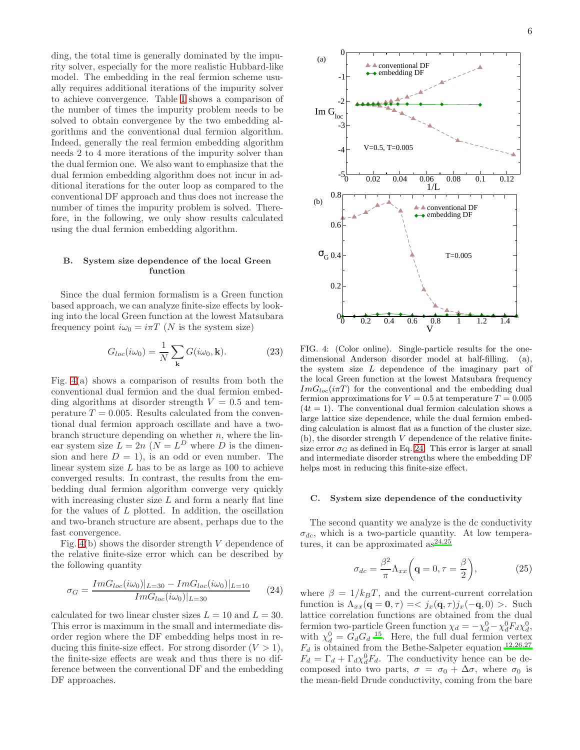ding, the total time is generally dominated by the impurity solver, especially for the more realistic Hubbard-like model. The embedding in the real fermion scheme usually requires additional iterations of the impurity solver to achieve convergence. Table I shows a comparison of the number of times the impurity problem needs to be solved to obtain convergence by the two embedding algorithms and the conventional dual fermion algorithm. Indeed, generally the real fermion embedding algorithm needs 2 to 4 more iterations of the impurity solver than the dual fermion one. We also want to emphasize that the dual fermion embedding algorithm does not incur in additional iterations for the outer loop as compared to the conventional DF approach and thus does not increase the number of times the impurity problem is solved. Therefore, in the following, we only show results calculated using the dual fermion embedding algorithm.

### B. System size dependence of the local Green function

Since the dual fermion formalism is a Green function based approach, we can analyze finite-size effects by looking into the local Green function at the lowest Matsubara frequency point $i\omega_0 = i\pi T$ ($N$ is the system size)

$$G_{loc}(i\omega_0) = \frac{1}{N}\sum_{\mathbf{k}} G(i\omega_0, \mathbf{k}). \quad (23)$$

Fig. 4(a) shows a comparison of results from both the conventional dual fermion and the dual fermion embedding algorithms at disorder strength $V = 0.5$ and temperature $T = 0.005$. Results calculated from the conventional dual fermion approach oscillate and have a two-branch structure depending on whether $n$, where the linear system size $L = 2n$ ($N = L^D$ where $D$ is the dimension and here $D = 1$), is an odd or even number. The linear system size $L$ has to be as large as 100 to achieve converged results. In contrast, the results from the embedding dual fermion algorithm converge very quickly with increasing cluster size $L$ and form a nearly flat line for the values of $L$ plotted. In addition, the oscillation and two-branch structure are absent, perhaps due to the fast convergence.

Fig. 4(b) shows the disorder strength $V$ dependence of the relative finite-size error which can be described by the following quantity

$$\sigma_G = \frac{ImG_{loc}(i\omega_0)|_{L=30} - ImG_{loc}(i\omega_0)|_{L=10}}{ImG_{loc}(i\omega_0)|_{L=30}} \quad (24)$$

calculated for two linear cluster sizes $L = 10$ and $L = 30$. This error is maximum in the small and intermediate disorder region where the DF embedding helps most in reducing this finite-size effect. For strong disorder ($V > 1$), the finite-size effects are weak and thus there is no difference between the conventional DF and the embedding DF approaches.

FIG. 4: (Color online). Single-particle results for the one-dimensional Anderson disorder model at half-filling. (a), the system size $L$ dependence of the imaginary part of the local Green function at the lowest Matsubara frequency $ImG_{loc}(i\pi T)$ for the conventional and the embedding dual fermion approximations for $V = 0.5$ at temperature $T = 0.005$ ($4t = 1$). The conventional dual fermion calculation shows a large lattice size dependence, while the dual fermion embedding calculation is almost flat as a function of the cluster size. (b), the disorder strength $V$ dependence of the relative finite-size error $\sigma_G$ as defined in Eq. 24. This error is larger at small and intermediate disorder strengths where the embedding DF helps most in reducing this finite-size effect.

### C. System size dependence of the conductivity

The second quantity we analyze is the dc conductivity $\sigma_{dc}$, which is a two-particle quantity. At low temperatures, it can be approximated as[24,25]

$$\sigma_{dc} = \frac{\beta^2}{\pi}\Lambda_{xx}\left(\mathbf{q} = 0, \tau = \frac{\beta}{2}\right), \quad (25)$$

where $\beta = 1/k_B T$, and the current-current correlation function is $\Lambda_{xx}(\mathbf{q} = \mathbf{0}, \tau) = < j_x(\mathbf{q}, \tau) j_x(-\mathbf{q}, 0) >$. Such lattice correlation functions are obtained from the dual fermion two-particle Green function $\chi_d = -\chi_d^0 - \chi_d^0 F_d \chi_d^0$, with $\chi_d^0 = G_d G_d$ [15]. Here, the full dual fermion vertex $F_d$ is obtained from the Bethe-Salpeter equation [12,26,27] $F_d = \Gamma_d + \Gamma_d \chi_d^0 F_d$. The conductivity hence can be decomposed into two parts, $\sigma = \sigma_0 + \Delta\sigma$, where $\sigma_0$ is the mean-field Drude conductivity, coming from the bare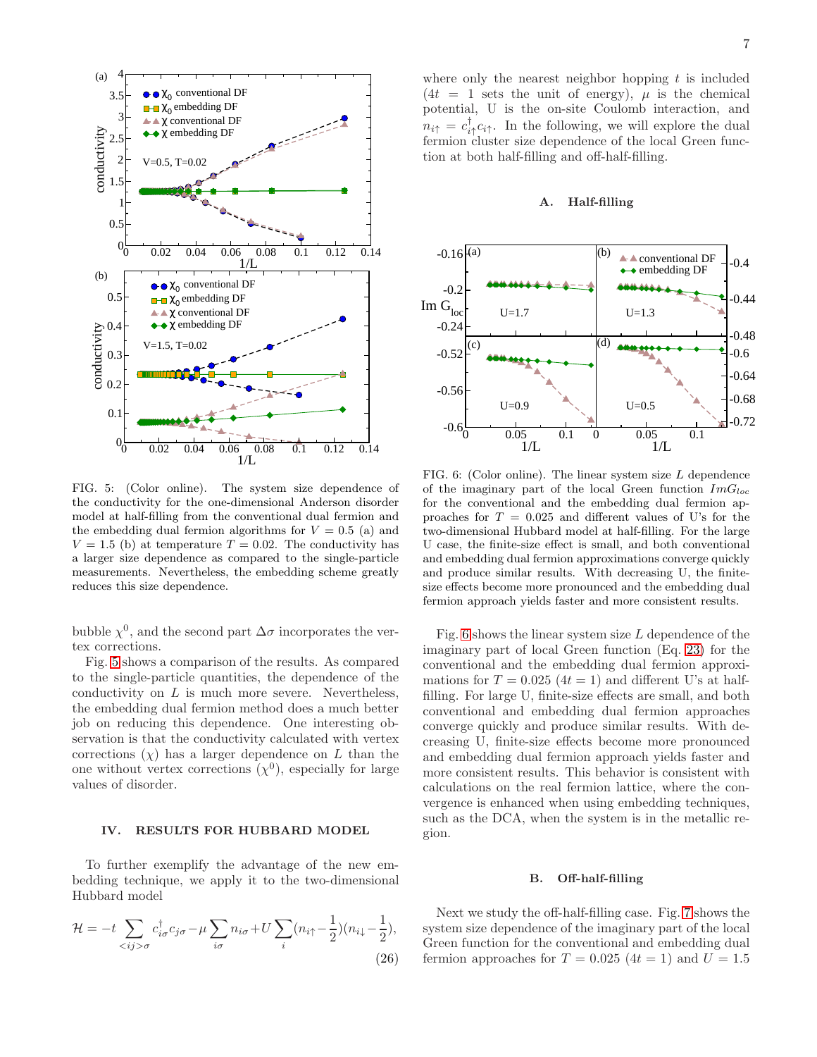FIG. 5: (Color online). The system size dependence of the conductivity for the one-dimensional Anderson disorder model at half-filling from the conventional dual fermion and the embedding dual fermion algorithms for $V = 0.5$ (a) and $V = 1.5$ (b) at temperature $T = 0.02$. The conductivity has a larger size dependence as compared to the single-particle measurements. Nevertheless, the embedding scheme greatly reduces this size dependence.

bubble $\chi^0$, and the second part $\Delta\sigma$ incorporates the vertex corrections.

Fig. 5 shows a comparison of the results. As compared to the single-particle quantities, the dependence of the conductivity on $L$ is much more severe. Nevertheless, the embedding dual fermion method does a much better job on reducing this dependence. One interesting observation is that the conductivity calculated with vertex corrections ($\chi$) has a larger dependence on $L$ than the one without vertex corrections ($\chi^0$), especially for large values of disorder.

## IV. RESULTS FOR HUBBARD MODEL

To further exemplify the advantage of the new embedding technique, we apply it to the two-dimensional Hubbard model

$$\mathcal{H} = -t\sum_{<ij>\sigma} c^{\dagger}_{i\sigma}c_{j\sigma} - \mu\sum_{i\sigma} n_{i\sigma} + U\sum_{i}(n_{i\uparrow}-\frac{1}{2})(n_{i\downarrow}-\frac{1}{2}), \tag{26}$$

where only the nearest neighbor hopping $t$ is included ($4t = 1$ sets the unit of energy), $\mu$ is the chemical potential, U is the on-site Coulomb interaction, and $n_{i\uparrow} = c^{\dagger}_{i\uparrow}c_{i\uparrow}$. In the following, we will explore the dual fermion cluster size dependence of the local Green function at both half-filling and off-half-filling.

### A. Half-filling

FIG. 6: (Color online). The linear system size $L$ dependence of the imaginary part of the local Green function $ImG_{loc}$ for the conventional and the embedding dual fermion approaches for $T = 0.025$ and different values of U's for the two-dimensional Hubbard model at half-filling. For the large U case, the finite-size effect is small, and both conventional and embedding dual fermion approximations converge quickly and produce similar results. With decreasing U, the finite-size effects become more pronounced and the embedding dual fermion approach yields faster and more consistent results.

Fig. 6 shows the linear system size $L$ dependence of the imaginary part of local Green function (Eq. 23) for the conventional and the embedding dual fermion approximations for $T = 0.025$ ($4t = 1$) and different U's at half-filling. For large U, finite-size effects are small, and both conventional and embedding dual fermion approaches converge quickly and produce similar results. With decreasing U, finite-size effects become more pronounced and embedding dual fermion approach yields faster and more consistent results. This behavior is consistent with calculations on the real fermion lattice, where the convergence is enhanced when using embedding techniques, such as the DCA, when the system is in the metallic region.

### B. Off-half-filling

Next we study the off-half-filling case. Fig. 7 shows the system size dependence of the imaginary part of the local Green function for the conventional and embedding dual fermion approaches for $T = 0.025$ ($4t = 1$) and $U = 1.5$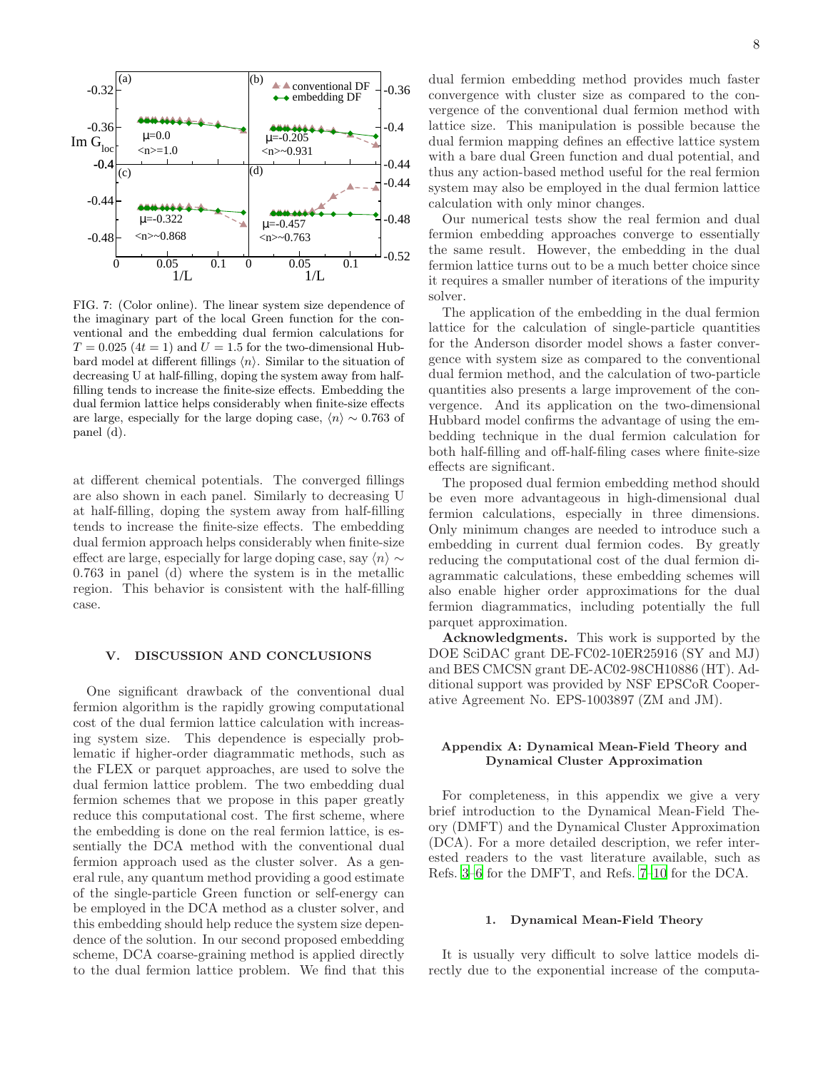FIG. 7: (Color online). The linear system size dependence of the imaginary part of the local Green function for the conventional and the embedding dual fermion calculations for $T = 0.025$ ($4t = 1$) and $U = 1.5$ for the two-dimensional Hubbard model at different fillings $\langle n \rangle$. Similar to the situation of decreasing U at half-filling, doping the system away from half-filling tends to increase the finite-size effects. Embedding the dual fermion lattice helps considerably when finite-size effects are large, especially for the large doping case, $\langle n \rangle \sim 0.763$ of panel (d).

at different chemical potentials. The converged fillings are also shown in each panel. Similarly to decreasing U at half-filling, doping the system away from half-filling tends to increase the finite-size effects. The embedding dual fermion approach helps considerably when finite-size effect are large, especially for large doping case, say $\langle n \rangle \sim 0.763$ in panel (d) where the system is in the metallic region. This behavior is consistent with the half-filling case.

## V. DISCUSSION AND CONCLUSIONS

One significant drawback of the conventional dual fermion algorithm is the rapidly growing computational cost of the dual fermion lattice calculation with increasing system size. This dependence is especially problematic if higher-order diagrammatic methods, such as the FLEX or parquet approaches, are used to solve the dual fermion lattice problem. The two embedding dual fermion schemes that we propose in this paper greatly reduce this computational cost. The first scheme, where the embedding is done on the real fermion lattice, is essentially the DCA method with the conventional dual fermion approach used as the cluster solver. As a general rule, any quantum method providing a good estimate of the single-particle Green function or self-energy can be employed in the DCA method as a cluster solver, and this embedding should help reduce the system size dependence of the solution. In our second proposed embedding scheme, DCA coarse-graining method is applied directly to the dual fermion lattice problem. We find that this dual fermion embedding method provides much faster convergence with cluster size as compared to the convergence of the conventional dual fermion method with lattice size. This manipulation is possible because the dual fermion mapping defines an effective lattice system with a bare dual Green function and dual potential, and thus any action-based method useful for the real fermion system may also be employed in the dual fermion lattice calculation with only minor changes.

Our numerical tests show the real fermion and dual fermion embedding approaches converge to essentially the same result. However, the embedding in the dual fermion lattice turns out to be a much better choice since it requires a smaller number of iterations of the impurity solver.

The application of the embedding in the dual fermion lattice for the calculation of single-particle quantities for the Anderson disorder model shows a faster convergence with system size as compared to the conventional dual fermion method, and the calculation of two-particle quantities also presents a large improvement of the convergence. And its application on the two-dimensional Hubbard model confirms the advantage of using the embedding technique in the dual fermion calculation for both half-filling and off-half-filing cases where finite-size effects are significant.

The proposed dual fermion embedding method should be even more advantageous in high-dimensional dual fermion calculations, especially in three dimensions. Only minimum changes are needed to introduce such a embedding in current dual fermion codes. By greatly reducing the computational cost of the dual fermion diagrammatic calculations, these embedding schemes will also enable higher order approximations for the dual fermion diagrammatics, including potentially the full parquet approximation.

**Acknowledgments.** This work is supported by the DOE SciDAC grant DE-FC02-10ER25916 (SY and MJ) and BES CMCSN grant DE-AC02-98CH10886 (HT). Additional support was provided by NSF EPSCoR Cooperative Agreement No. EPS-1003897 (ZM and JM).

## Appendix A: Dynamical Mean-Field Theory and Dynamical Cluster Approximation

For completeness, in this appendix we give a very brief introduction to the Dynamical Mean-Field Theory (DMFT) and the Dynamical Cluster Approximation (DCA). For a more detailed description, we refer interested readers to the vast literature available, such as Refs. 3–6 for the DMFT, and Refs. 7–10 for the DCA.

### 1. Dynamical Mean-Field Theory

It is usually very difficult to solve lattice models directly due to the exponential increase of the computa-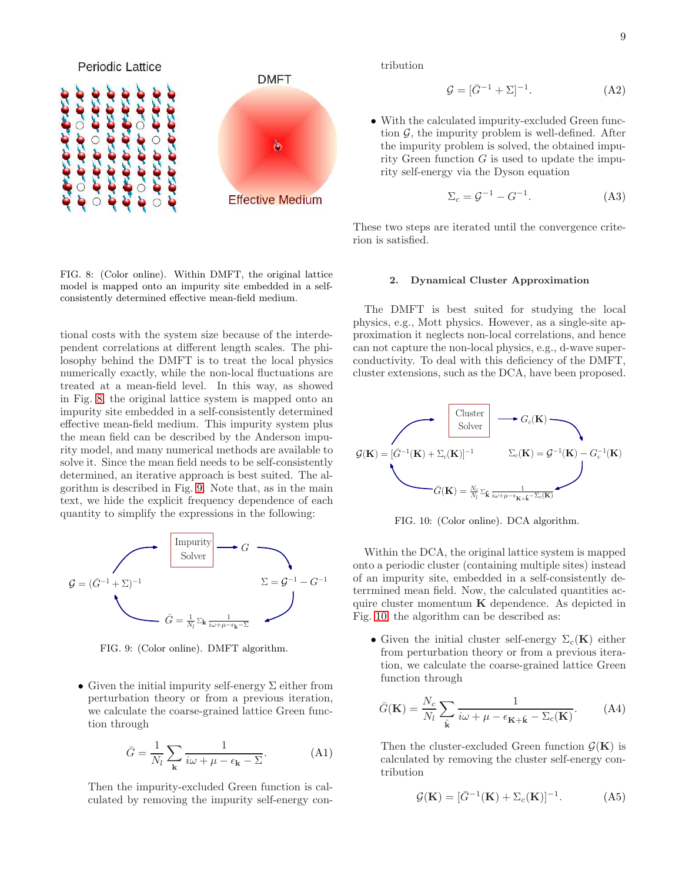FIG. 8: (Color online). Within DMFT, the original lattice model is mapped onto an impurity site embedded in a self-consistently determined effective mean-field medium.

tional costs with the system size because of the interdependent correlations at different length scales. The philosophy behind the DMFT is to treat the local physics numerically exactly, while the non-local fluctuations are treated at a mean-field level. In this way, as showed in Fig. 8, the original lattice system is mapped onto an impurity site embedded in a self-consistently determined effective mean-field medium. This impurity system plus the mean field can be described by the Anderson impurity model, and many numerical methods are available to solve it. Since the mean field needs to be self-consistently determined, an iterative approach is best suited. The algorithm is described in Fig. 9. Note that, as in the main text, we hide the explicit frequency dependence of each quantity to simplify the expressions in the following:

FIG. 9: (Color online). DMFT algorithm.

- Given the initial impurity self-energy $\Sigma$ either from perturbation theory or from a previous iteration, we calculate the coarse-grained lattice Green function through

$$\bar{G} = \frac{1}{N_l}\sum_{\mathbf{k}} \frac{1}{i\omega + \mu - \epsilon_{\mathbf{k}} - \Sigma}. \tag{A1}$$

Then the impurity-excluded Green function is calculated by removing the impurity self-energy contribution

$$\mathcal{G} = [\bar{G}^{-1} + \Sigma]^{-1}. \tag{A2}$$

- With the calculated impurity-excluded Green function $\mathcal{G}$, the impurity problem is well-defined. After the impurity problem is solved, the obtained impurity Green function $G$ is used to update the impurity self-energy via the Dyson equation

$$\Sigma_c = \mathcal{G}^{-1} - G^{-1}. \tag{A3}$$

These two steps are iterated until the convergence criterion is satisfied.

### 2. Dynamical Cluster Approximation

The DMFT is best suited for studying the local physics, e.g., Mott physics. However, as a single-site approximation it neglects non-local correlations, and hence can not capture the non-local physics, e.g., d-wave superconductivity. To deal with this deficiency of the DMFT, cluster extensions, such as the DCA, have been proposed.

FIG. 10: (Color online). DCA algorithm.

Within the DCA, the original lattice system is mapped onto a periodic cluster (containing multiple sites) instead of an impurity site, embedded in a self-consistently determined mean field. Now, the calculated quantities acquire cluster momentum $\mathbf{K}$ dependence. As depicted in Fig. 10, the algorithm can be described as:

- Given the initial cluster self-energy $\Sigma_c(\mathbf{K})$ either from perturbation theory or from a previous iteration, we calculate the coarse-grained lattice Green function through

$$\bar{G}(\mathbf{K}) = \frac{N_c}{N_l}\sum_{\tilde{\mathbf{k}}} \frac{1}{i\omega + \mu - \epsilon_{\mathbf{K}+\tilde{\mathbf{k}}} - \Sigma_c(\mathbf{K})}. \tag{A4}$$

Then the cluster-excluded Green function $\mathcal{G}(\mathbf{K})$ is calculated by removing the cluster self-energy contribution

$$\mathcal{G}(\mathbf{K}) = [\bar{G}^{-1}(\mathbf{K}) + \Sigma_c(\mathbf{K})]^{-1}. \tag{A5}$$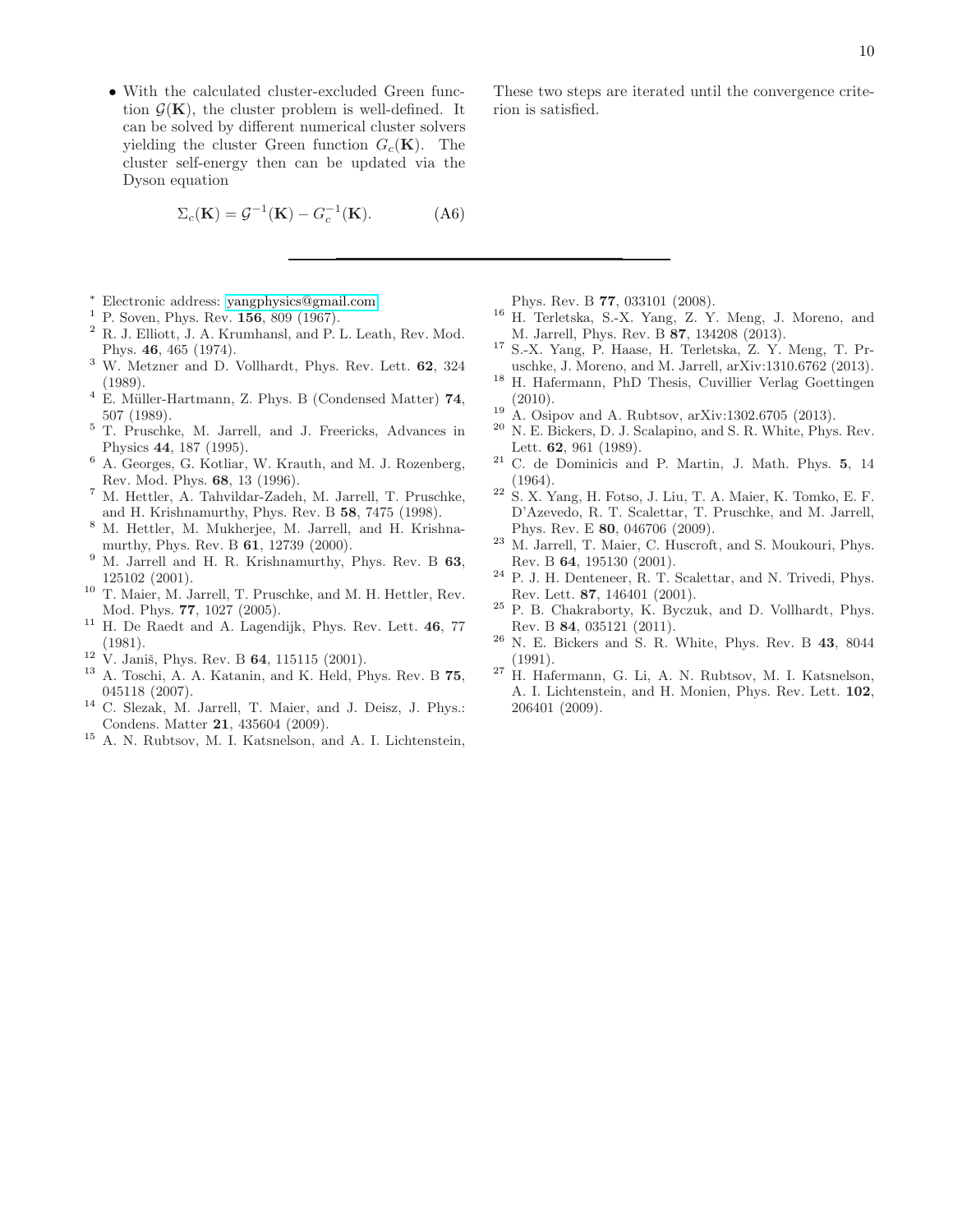- With the calculated cluster-excluded Green function $\mathcal{G}(\mathbf{K})$, the cluster problem is well-defined. It can be solved by different numerical cluster solvers yielding the cluster Green function $G_c(\mathbf{K})$. The cluster self-energy then can be updated via the Dyson equation

$$\Sigma_c(\mathbf{K}) = \mathcal{G}^{-1}(\mathbf{K}) - G_c^{-1}(\mathbf{K}). \tag{A6}$$

These two steps are iterated until the convergence criterion is satisfied.

---

* Electronic address: yangphysics@gmail.com

[1] P. Soven, Phys. Rev. **156**, 809 (1967).

[2] R. J. Elliott, J. A. Krumhansl, and P. L. Leath, Rev. Mod. Phys. **46**, 465 (1974).

[3] W. Metzner and D. Vollhardt, Phys. Rev. Lett. **62**, 324 (1989).

[4] E. Müller-Hartmann, Z. Phys. B (Condensed Matter) **74**, 507 (1989).

[5] T. Pruschke, M. Jarrell, and J. Freericks, Advances in Physics **44**, 187 (1995).

[6] A. Georges, G. Kotliar, W. Krauth, and M. J. Rozenberg, Rev. Mod. Phys. **68**, 13 (1996).

[7] M. Hettler, A. Tahvildar-Zadeh, M. Jarrell, T. Pruschke, and H. Krishnamurthy, Phys. Rev. B **58**, 7475 (1998).

[8] M. Hettler, M. Mukherjee, M. Jarrell, and H. Krishnamurthy, Phys. Rev. B **61**, 12739 (2000).

[9] M. Jarrell and H. R. Krishnamurthy, Phys. Rev. B **63**, 125102 (2001).

[10] T. Maier, M. Jarrell, T. Pruschke, and M. H. Hettler, Rev. Mod. Phys. **77**, 1027 (2005).

[11] H. De Raedt and A. Lagendijk, Phys. Rev. Lett. **46**, 77 (1981).

[12] V. Janiš, Phys. Rev. B **64**, 115115 (2001).

[13] A. Toschi, A. A. Katanin, and K. Held, Phys. Rev. B **75**, 045118 (2007).

[14] C. Slezak, M. Jarrell, T. Maier, and J. Deisz, J. Phys.: Condens. Matter **21**, 435604 (2009).

[15] A. N. Rubtsov, M. I. Katsnelson, and A. I. Lichtenstein, Phys. Rev. B **77**, 033101 (2008).

[16] H. Terletska, S.-X. Yang, Z. Y. Meng, J. Moreno, and M. Jarrell, Phys. Rev. B **87**, 134208 (2013).

[17] S.-X. Yang, P. Haase, H. Terletska, Z. Y. Meng, T. Pruschke, J. Moreno, and M. Jarrell, arXiv:1310.6762 (2013).

[18] H. Hafermann, PhD Thesis, Cuvillier Verlag Goettingen (2010).

[19] A. Osipov and A. Rubtsov, arXiv:1302.6705 (2013).

[20] N. E. Bickers, D. J. Scalapino, and S. R. White, Phys. Rev. Lett. **62**, 961 (1989).

[21] C. de Dominicis and P. Martin, J. Math. Phys. **5**, 14 (1964).

[22] S. X. Yang, H. Fotso, J. Liu, T. A. Maier, K. Tomko, E. F. D'Azevedo, R. T. Scalettar, T. Pruschke, and M. Jarrell, Phys. Rev. E **80**, 046706 (2009).

[23] M. Jarrell, T. Maier, C. Huscroft, and S. Moukouri, Phys. Rev. B **64**, 195130 (2001).

[24] P. J. H. Denteneer, R. T. Scalettar, and N. Trivedi, Phys. Rev. Lett. **87**, 146401 (2001).

[25] P. B. Chakraborty, K. Byczuk, and D. Vollhardt, Phys. Rev. B **84**, 035121 (2011).

[26] N. E. Bickers and S. R. White, Phys. Rev. B **43**, 8044 (1991).

[27] H. Hafermann, G. Li, A. N. Rubtsov, M. I. Katsnelson, A. I. Lichtenstein, and H. Monien, Phys. Rev. Lett. **102**, 206401 (2009).